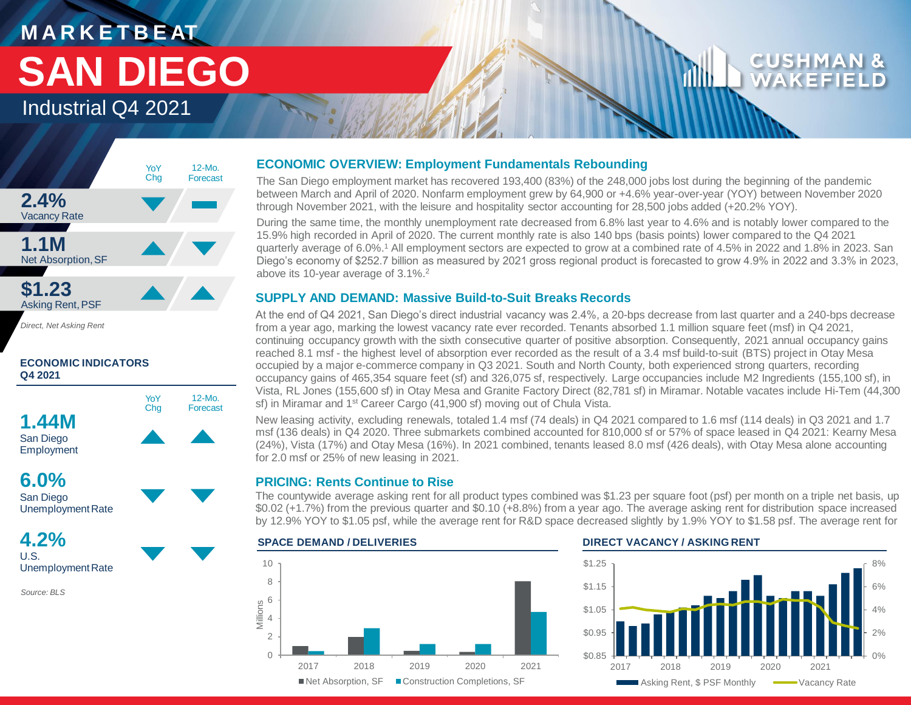# MARKETBEAT

# SAN DIEGO

## Industrial Q4 2021

| | YoY Chg | 12-Mo. Forecast |
|---|---|---|
| **2.4%** Vacancy Rate | ▼ | ▬ |
| **1.1M** Net Absorption, SF | ▲ | ▼ |
| **$1.23** Asking Rent, PSF | ▲ | ▲ |

*Direct, Net Asking Rent*

### ECONOMIC INDICATORS Q4 2021

| | YoY Chg | 12-Mo. Forecast |
|---|---|---|
| **1.44M** San Diego Employment | ▲ | ▲ |
| **6.0%** San Diego Unemployment Rate | ▼ | ▼ |
| **4.2%** U.S. Unemployment Rate | ▼ | ▼ |

*Source: BLS*

### ECONOMIC OVERVIEW: Employment Fundamentals Rebounding

The San Diego employment market has recovered 193,400 (83%) of the 248,000 jobs lost during the beginning of the pandemic between March and April of 2020. Nonfarm employment grew by 64,900 or +4.6% year-over-year (YOY) between November 2020 through November 2021, with the leisure and hospitality sector accounting for 28,500 jobs added (+20.2% YOY).

During the same time, the monthly unemployment rate decreased from 6.8% last year to 4.6% and is notably lower compared to the 15.9% high recorded in April of 2020. The current monthly rate is also 140 bps (basis points) lower compared to the Q4 2021 quarterly average of 6.0%.[1] All employment sectors are expected to grow at a combined rate of 4.5% in 2022 and 1.8% in 2023. San Diego's economy of $252.7 billion as measured by 2021 gross regional product is forecasted to grow 4.9% in 2022 and 3.3% in 2023, above its 10-year average of 3.1%.[2]

### SUPPLY AND DEMAND: Massive Build-to-Suit Breaks Records

At the end of Q4 2021, San Diego's direct industrial vacancy was 2.4%, a 20-bps decrease from last quarter and a 240-bps decrease from a year ago, marking the lowest vacancy rate ever recorded. Tenants absorbed 1.1 million square feet (msf) in Q4 2021, continuing occupancy growth with the sixth consecutive quarter of positive absorption. Consequently, 2021 annual occupancy gains reached 8.1 msf - the highest level of absorption ever recorded as the result of a 3.4 msf build-to-suit (BTS) project in Otay Mesa occupied by a major e-commerce company in Q3 2021. South and North County, both experienced strong quarters, recording occupancy gains of 465,354 square feet (sf) and 326,075 sf, respectively. Large occupancies include M2 Ingredients (155,100 sf), in Vista, RL Jones (155,600 sf) in Otay Mesa and Granite Factory Direct (82,781 sf) in Miramar. Notable vacates include Hi-Tem (44,300 sf) in Miramar and 1st Career Cargo (41,900 sf) moving out of Chula Vista.

New leasing activity, excluding renewals, totaled 1.4 msf (74 deals) in Q4 2021 compared to 1.6 msf (114 deals) in Q3 2021 and 1.7 msf (136 deals) in Q4 2020. Three submarkets combined accounted for 810,000 sf or 57% of space leased in Q4 2021: Kearny Mesa (24%), Vista (17%) and Otay Mesa (16%). In 2021 combined, tenants leased 8.0 msf (426 deals), with Otay Mesa alone accounting for 2.0 msf or 25% of new leasing in 2021.

### PRICING: Rents Continue to Rise

The countywide average asking rent for all product types combined was $1.23 per square foot (psf) per month on a triple net basis, up $0.02 (+1.7%) from the previous quarter and $0.10 (+8.8%) from a year ago. The average asking rent for distribution space increased by 12.9% YOY to $1.05 psf, while the average rent for R&D space decreased slightly by 1.9% YOY to $1.58 psf. The average rent for

#### SPACE DEMAND / DELIVERIES

Millions; ■ Net Absorption, SF ■ Construction Completions, SF (2017–2021)

#### DIRECT VACANCY / ASKING RENT

Asking Rent, $ PSF Monthly; Vacancy Rate (2017–2021)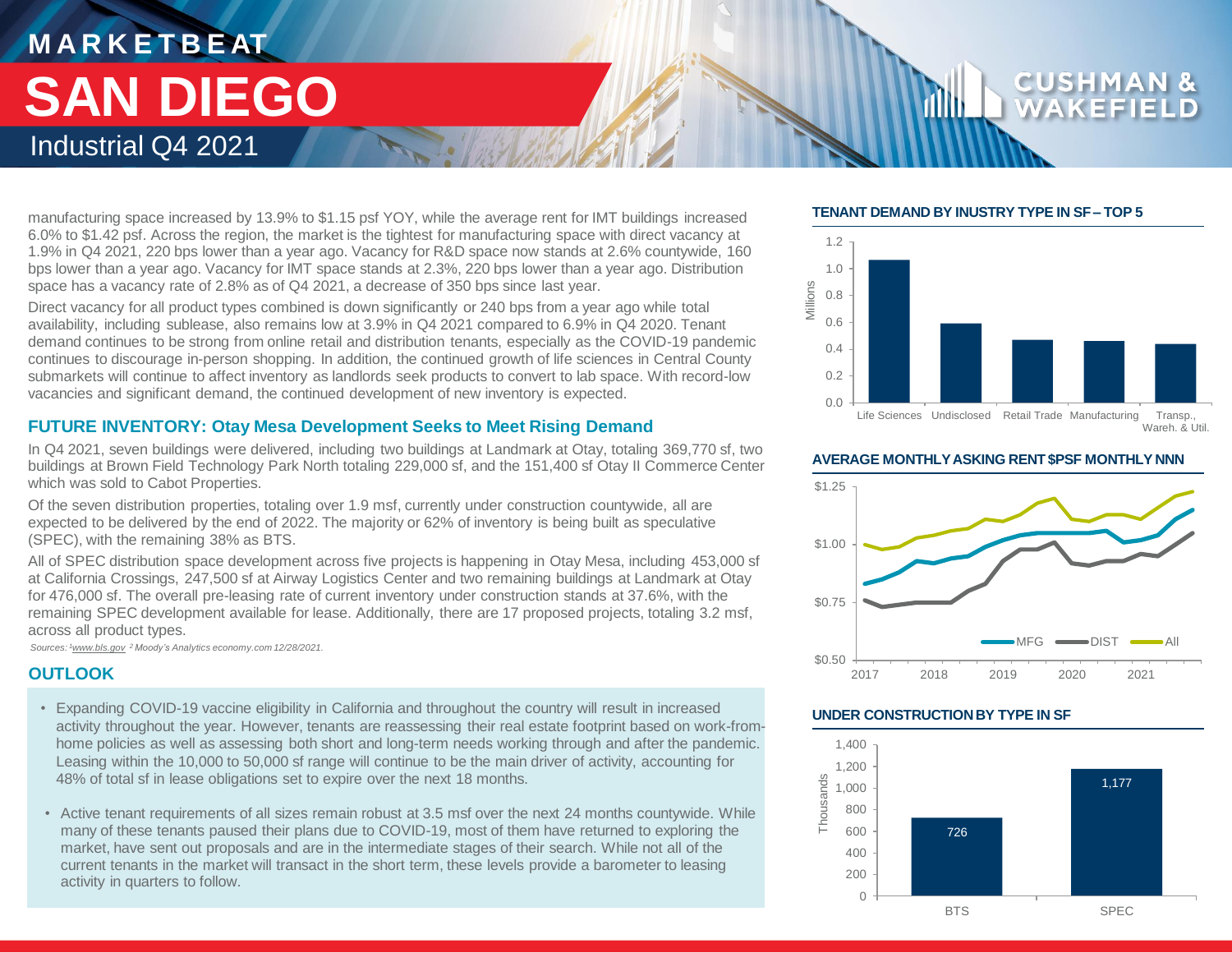manufacturing space increased by 13.9% to $1.15 psf YOY, while the average rent for IMT buildings increased 6.0% to $1.42 psf. Across the region, the market is the tightest for manufacturing space with direct vacancy at 1.9% in Q4 2021, 220 bps lower than a year ago. Vacancy for R&D space now stands at 2.6% countywide, 160 bps lower than a year ago. Vacancy for IMT space stands at 2.3%, 220 bps lower than a year ago. Distribution space has a vacancy rate of 2.8% as of Q4 2021, a decrease of 350 bps since last year.

Direct vacancy for all product types combined is down significantly or 240 bps from a year ago while total availability, including sublease, also remains low at 3.9% in Q4 2021 compared to 6.9% in Q4 2020. Tenant demand continues to be strong from online retail and distribution tenants, especially as the COVID-19 pandemic continues to discourage in-person shopping. In addition, the continued growth of life sciences in Central County submarkets will continue to affect inventory as landlords seek products to convert to lab space. With record-low vacancies and significant demand, the continued development of new inventory is expected.

## FUTURE INVENTORY: Otay Mesa Development Seeks to Meet Rising Demand

In Q4 2021, seven buildings were delivered, including two buildings at Landmark at Otay, totaling 369,770 sf, two buildings at Brown Field Technology Park North totaling 229,000 sf, and the 151,400 sf Otay II Commerce Center which was sold to Cabot Properties.

Of the seven distribution properties, totaling over 1.9 msf, currently under construction countywide, all are expected to be delivered by the end of 2022. The majority or 62% of inventory is being built as speculative (SPEC), with the remaining 38% as BTS.

All of SPEC distribution space development across five projects is happening in Otay Mesa, including 453,000 sf at California Crossings, 247,500 sf at Airway Logistics Center and two remaining buildings at Landmark at Otay for 476,000 sf. The overall pre-leasing rate of current inventory under construction stands at 37.6%, with the remaining SPEC development available for lease. Additionally, there are 17 proposed projects, totaling 3.2 msf, across all product types.

*Sources: [1]www.bls.gov [2]Moody's Analytics economy.com 12/28/2021.*

## OUTLOOK

- Expanding COVID-19 vaccine eligibility in California and throughout the country will result in increased activity throughout the year. However, tenants are reassessing their real estate footprint based on work-from-home policies as well as assessing both short and long-term needs working through and after the pandemic. Leasing within the 10,000 to 50,000 sf range will continue to be the main driver of activity, accounting for 48% of total sf in lease obligations set to expire over the next 18 months.
- Active tenant requirements of all sizes remain robust at 3.5 msf over the next 24 months countywide. While many of these tenants paused their plans due to COVID-19, most of them have returned to exploring the market, have sent out proposals and are in the intermediate stages of their search. While not all of the current tenants in the market will transact in the short term, these levels provide a barometer to leasing activity in quarters to follow.

### TENANT DEMAND BY INDUSTRY TYPE IN SF – TOP 5

(Millions)

| Industry | SF (Millions, approx.) |
|---|---|
| Life Sciences | 1.07 |
| Undisclosed | 0.59 |
| Retail Trade | 0.47 |
| Manufacturing | 0.46 |
| Transp., Wareh. & Util. | 0.44 |

### AVERAGE MONTHLY ASKING RENT $PSF MONTHLY NNN

Series: MFG, DIST, All (2017–2021)

### UNDER CONSTRUCTION BY TYPE IN SF

(Thousands)

| Type | SF (Thousands) |
|---|---|
| BTS | 726 |
| SPEC | 1,177 |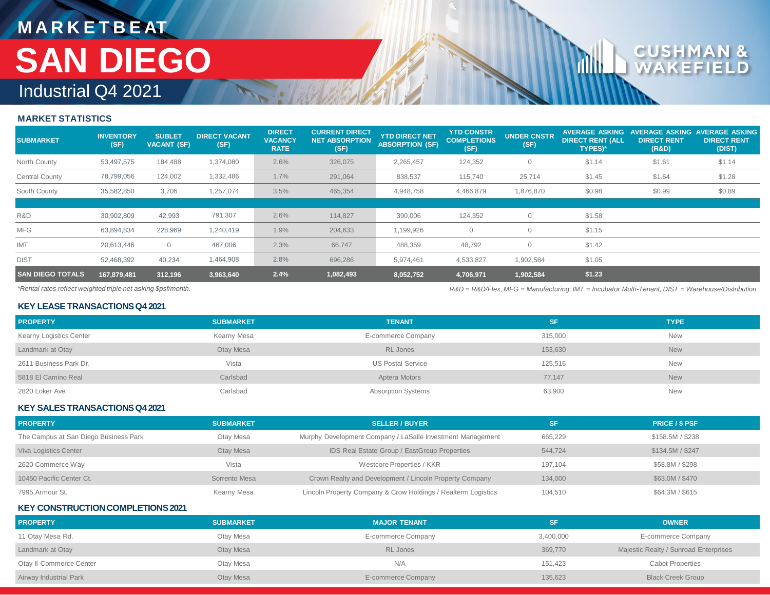# MARKETBEAT

# SAN DIEGO

## Industrial Q4 2021

### MARKET STATISTICS

| SUBMARKET | INVENTORY (SF) | SUBLET VACANT (SF) | DIRECT VACANT (SF) | DIRECT VACANCY RATE | CURRENT DIRECT NET ABSORPTION (SF) | YTD DIRECT NET ABSORPTION (SF) | YTD CONSTR COMPLETIONS (SF) | UNDER CNSTR (SF) | AVERAGE ASKING DIRECT RENT (ALL TYPES)* | AVERAGE ASKING DIRECT RENT (R&D) | AVERAGE ASKING DIRECT RENT (DIST) |
|---|---|---|---|---|---|---|---|---|---|---|---|
| North County | 53,497,575 | 184,488 | 1,374,080 | 2.6% | 326,075 | 2,265,457 | 124,352 | 0 | $1.14 | $1.61 | $1.14 |
| Central County | 78,799,056 | 124,002 | 1,332,486 | 1.7% | 291,064 | 838,537 | 115,740 | 25,714 | $1.45 | $1.64 | $1.28 |
| South County | 35,582,850 | 3,706 | 1,257,074 | 3.5% | 465,354 | 4,948,758 | 4,466,879 | 1,876,870 | $0.98 | $0.99 | $0.89 |
| | | | | | | | | | | | |
| R&D | 30,902,809 | 42,993 | 791,307 | 2.6% | 114,827 | 390,006 | 124,352 | 0 | $1.58 | | |
| MFG | 63,894,834 | 228,969 | 1,240,419 | 1.9% | 204,633 | 1,199,926 | 0 | 0 | $1.15 | | |
| IMT | 20,613,446 | 0 | 467,006 | 2.3% | 66,747 | 488,359 | 48,792 | 0 | $1.42 | | |
| DIST | 52,468,392 | 40,234 | 1,464,908 | 2.8% | 696,286 | 5,974,461 | 4,533,827 | 1,902,584 | $1.05 | | |
| **SAN DIEGO TOTALS** | **167,879,481** | **312,196** | **3,963,640** | **2.4%** | **1,082,493** | **8,052,752** | **4,706,971** | **1,902,584** | **$1.23** | | |

*Rental rates reflect weighted triple net asking $psf/month.

*R&D = R&D/Flex, MFG = Manufacturing, IMT = Incubator Multi-Tenant, DIST = Warehouse/Distribution*

### KEY LEASE TRANSACTIONS Q4 2021

| PROPERTY | SUBMARKET | TENANT | SF | TYPE |
|---|---|---|---|---|
| Kearny Logistics Center | Kearny Mesa | E-commerce Company | 315,000 | New |
| Landmark at Otay | Otay Mesa | RL Jones | 153,630 | New |
| 2611 Business Park Dr. | Vista | US Postal Service | 125,516 | New |
| 5818 El Camino Real | Carlsbad | Aptera Motors | 77,147 | New |
| 2820 Loker Ave. | Carlsbad | Absorption Systems | 63,900 | New |

### KEY SALES TRANSACTIONS Q4 2021

| PROPERTY | SUBMARKET | SELLER / BUYER | SF | PRICE / $ PSF |
|---|---|---|---|---|
| The Campus at San Diego Business Park | Otay Mesa | Murphy Development Company / LaSalle Investment Management | 665,229 | $158.5M / $238 |
| Viva Logistics Center | Otay Mesa | IDS Real Estate Group / EastGroup Properties | 544,724 | $134.5M / $247 |
| 2620 Commerce Way | Vista | Westcore Properties / KKR | 197,104 | $58.8M / $298 |
| 10450 Pacific Center Ct. | Sorrento Mesa | Crown Realty and Development / Lincoln Property Company | 134,000 | $63.0M / $470 |
| 7995 Armour St. | Kearny Mesa | Lincoln Property Company & Crow Holdings / Realterm Logistics | 104,510 | $64.3M / $615 |

### KEY CONSTRUCTION COMPLETIONS 2021

| PROPERTY | SUBMARKET | MAJOR TENANT | SF | OWNER |
|---|---|---|---|---|
| 11 Otay Mesa Rd. | Otay Mesa | E-commerce Company | 3,400,000 | E-commerce Company |
| Landmark at Otay | Otay Mesa | RL Jones | 369,770 | Majestic Realty / Sunroad Enterprises |
| Otay II Commerce Center | Otay Mesa | N/A | 151,423 | Cabot Properties |
| Airway Industrial Park | Otay Mesa | E-commerce Company | 135,623 | Black Creek Group |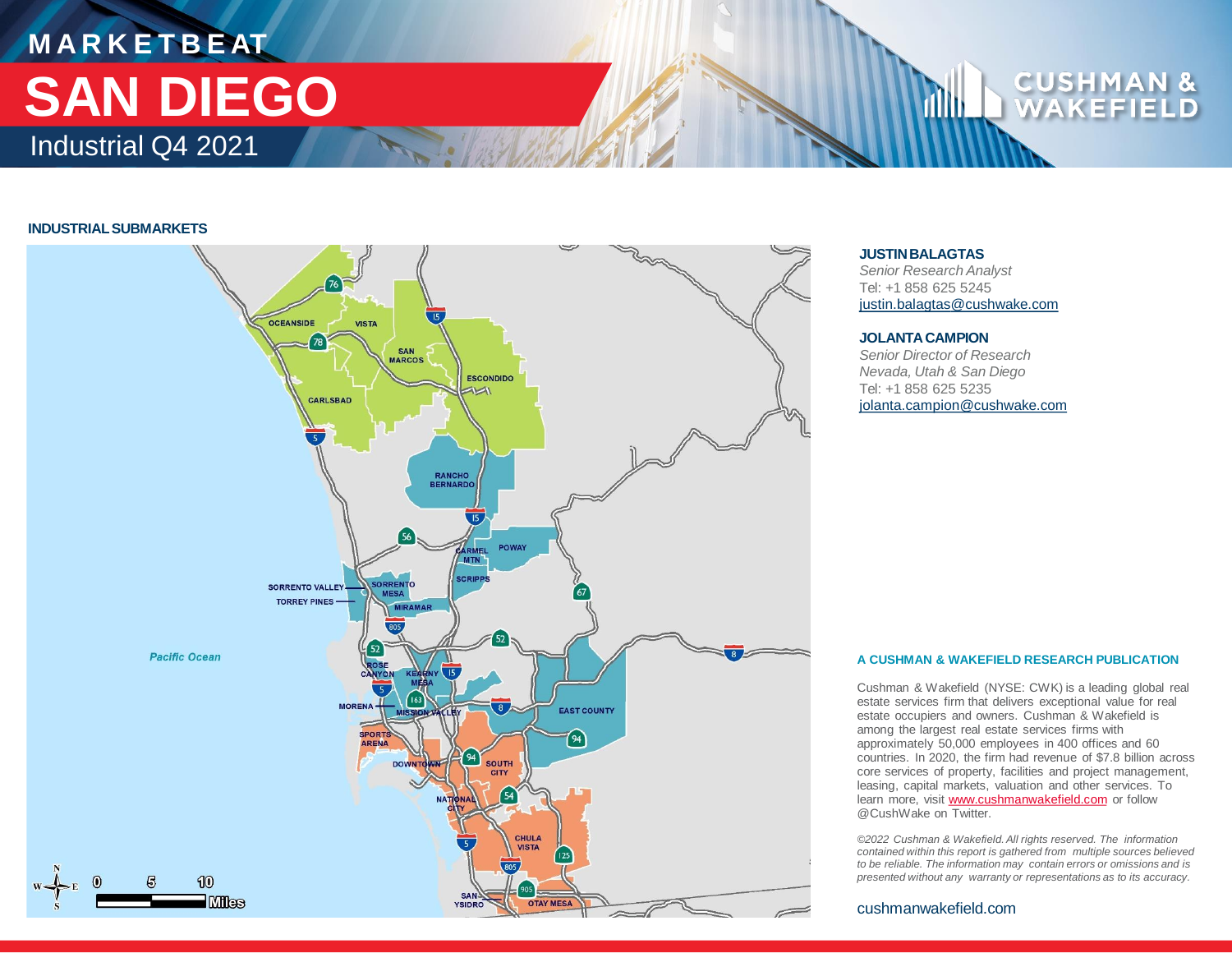# MARKETBEAT

# SAN DIEGO

## Industrial Q4 2021

### INDUSTRIAL SUBMARKETS

OCEANSIDE
VISTA
SAN MARCOS
ESCONDIDO
CARLSBAD
RANCHO BERNARDO
CARMEL MTN
POWAY
SCRIPPS
SORRENTO VALLEY
SORRENTO MESA
TORREY PINES
MIRAMAR
ROSE CANYON
KEARNY MESA
MORENA
MISSION VALLEY
EAST COUNTY
SPORTS ARENA
DOWNTOWN
SOUTH CITY
NATIONAL CITY
CHULA VISTA
SAN YSIDRO
OTAY MESA
Pacific Ocean
0 5 10
Miles

**JUSTIN BALAGTAS**
*Senior Research Analyst*
Tel: +1 858 625 5245
justin.balagtas@cushwake.com

**JOLANTA CAMPION**
*Senior Director of Research*
*Nevada, Utah & San Diego*
Tel: +1 858 625 5235
jolanta.campion@cushwake.com

### A CUSHMAN & WAKEFIELD RESEARCH PUBLICATION

Cushman & Wakefield (NYSE: CWK) is a leading global real estate services firm that delivers exceptional value for real estate occupiers and owners. Cushman & Wakefield is among the largest real estate services firms with approximately 50,000 employees in 400 offices and 60 countries. In 2020, the firm had revenue of $7.8 billion across core services of property, facilities and project management, leasing, capital markets, valuation and other services. To learn more, visit www.cushmanwakefield.com or follow @CushWake on Twitter.

*©2022 Cushman & Wakefield. All rights reserved. The information contained within this report is gathered from multiple sources believed to be reliable. The information may contain errors or omissions and is presented without any warranty or representations as to its accuracy.*

cushmanwakefield.com